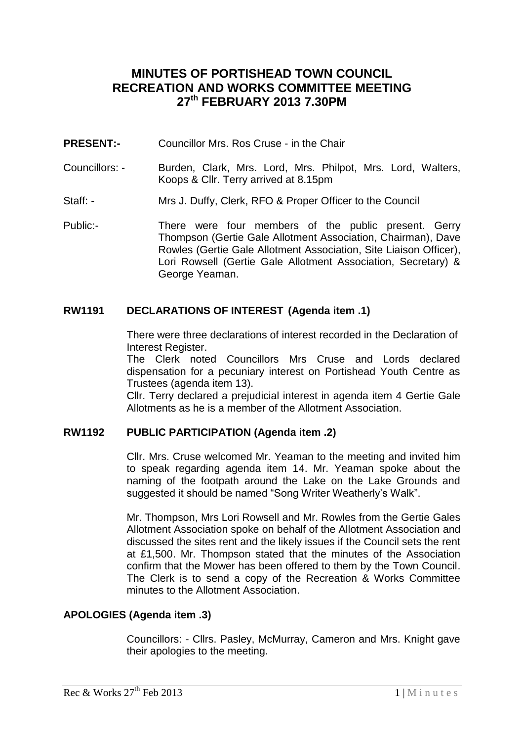# MINUTES OF PORTISHEAD TOWN COUNCIL RECREATION AND WORKS COMMITTEE MEETING 27th FEBRUARY 2013 7.30PM

**PRESENT:-** Councillor Mrs. Ros Cruse - in the Chair

Councillors: - Burden, Clark, Mrs. Lord, Mrs. Philpot, Mrs. Lord, Walters, Koops & Cllr. Terry arrived at 8.15pm

Staff: - Mrs J. Duffy, Clerk, RFO & Proper Officer to the Council

Public:- There were four members of the public present. Gerry Thompson (Gertie Gale Allotment Association, Chairman), Dave Rowles (Gertie Gale Allotment Association, Site Liaison Officer), Lori Rowsell (Gertie Gale Allotment Association, Secretary) & George Yeaman.

## RW1191 DECLARATIONS OF INTEREST (Agenda item .1)

There were three declarations of interest recorded in the Declaration of Interest Register.

The Clerk noted Councillors Mrs Cruse and Lords declared dispensation for a pecuniary interest on Portishead Youth Centre as Trustees (agenda item 13).

Cllr. Terry declared a prejudicial interest in agenda item 4 Gertie Gale Allotments as he is a member of the Allotment Association.

## RW1192 PUBLIC PARTICIPATION (Agenda item .2)

Cllr. Mrs. Cruse welcomed Mr. Yeaman to the meeting and invited him to speak regarding agenda item 14. Mr. Yeaman spoke about the naming of the footpath around the Lake on the Lake Grounds and suggested it should be named "Song Writer Weatherly's Walk".

Mr. Thompson, Mrs Lori Rowsell and Mr. Rowles from the Gertie Gales Allotment Association spoke on behalf of the Allotment Association and discussed the sites rent and the likely issues if the Council sets the rent at £1,500. Mr. Thompson stated that the minutes of the Association confirm that the Mower has been offered to them by the Town Council. The Clerk is to send a copy of the Recreation & Works Committee minutes to the Allotment Association.

## APOLOGIES (Agenda item .3)

Councillors: - Cllrs. Pasley, McMurray, Cameron and Mrs. Knight gave their apologies to the meeting.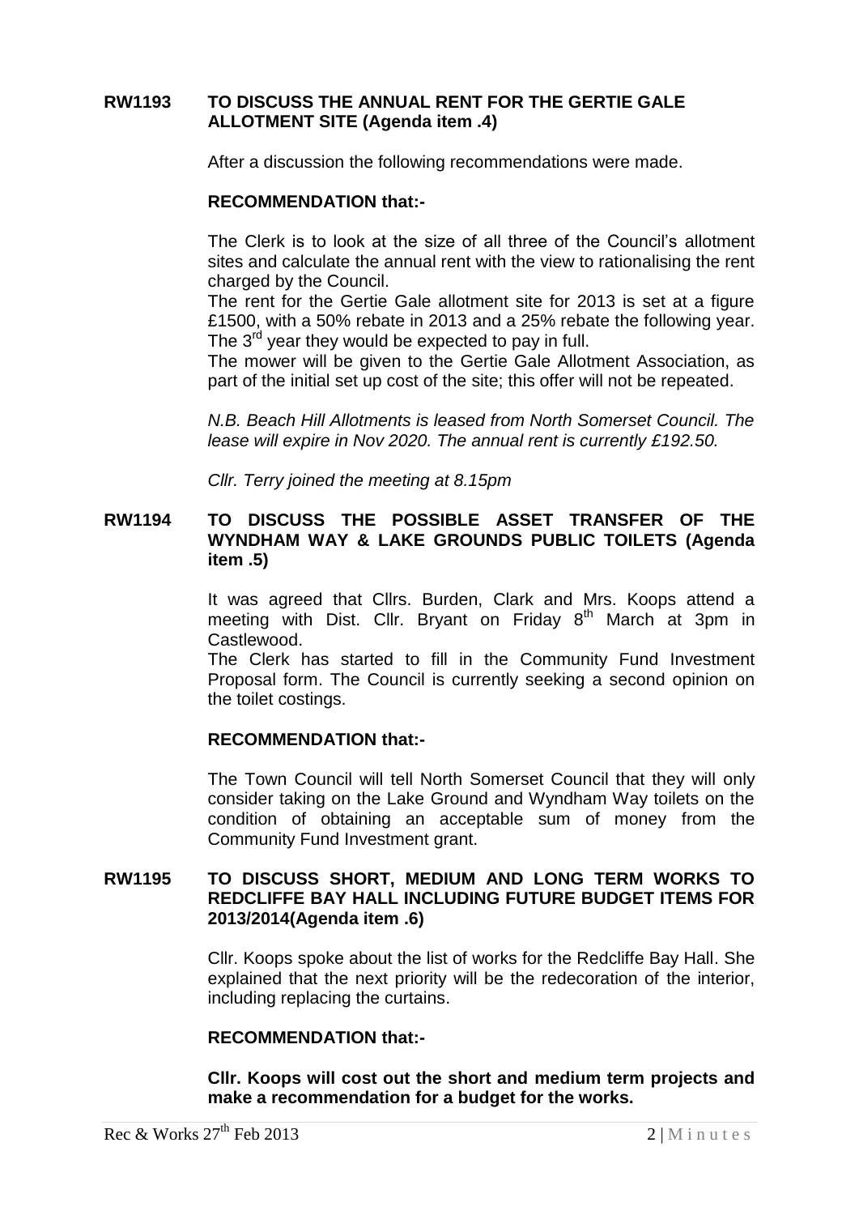**RW1193 TO DISCUSS THE ANNUAL RENT FOR THE GERTIE GALE ALLOTMENT SITE (Agenda item .4)**

After a discussion the following recommendations were made.

**RECOMMENDATION that:-**

The Clerk is to look at the size of all three of the Council's allotment sites and calculate the annual rent with the view to rationalising the rent charged by the Council.

The rent for the Gertie Gale allotment site for 2013 is set at a figure £1500, with a 50% rebate in 2013 and a 25% rebate the following year. The 3rd year they would be expected to pay in full.

The mower will be given to the Gertie Gale Allotment Association, as part of the initial set up cost of the site; this offer will not be repeated.

*N.B. Beach Hill Allotments is leased from North Somerset Council. The lease will expire in Nov 2020. The annual rent is currently £192.50.*

*Cllr. Terry joined the meeting at 8.15pm*

**RW1194 TO DISCUSS THE POSSIBLE ASSET TRANSFER OF THE WYNDHAM WAY & LAKE GROUNDS PUBLIC TOILETS (Agenda item .5)**

It was agreed that Cllrs. Burden, Clark and Mrs. Koops attend a meeting with Dist. Cllr. Bryant on Friday 8th March at 3pm in Castlewood.

The Clerk has started to fill in the Community Fund Investment Proposal form. The Council is currently seeking a second opinion on the toilet costings.

**RECOMMENDATION that:-**

The Town Council will tell North Somerset Council that they will only consider taking on the Lake Ground and Wyndham Way toilets on the condition of obtaining an acceptable sum of money from the Community Fund Investment grant.

**RW1195 TO DISCUSS SHORT, MEDIUM AND LONG TERM WORKS TO REDCLIFFE BAY HALL INCLUDING FUTURE BUDGET ITEMS FOR 2013/2014(Agenda item .6)**

Cllr. Koops spoke about the list of works for the Redcliffe Bay Hall. She explained that the next priority will be the redecoration of the interior, including replacing the curtains.

**RECOMMENDATION that:-**

**Cllr. Koops will cost out the short and medium term projects and make a recommendation for a budget for the works.**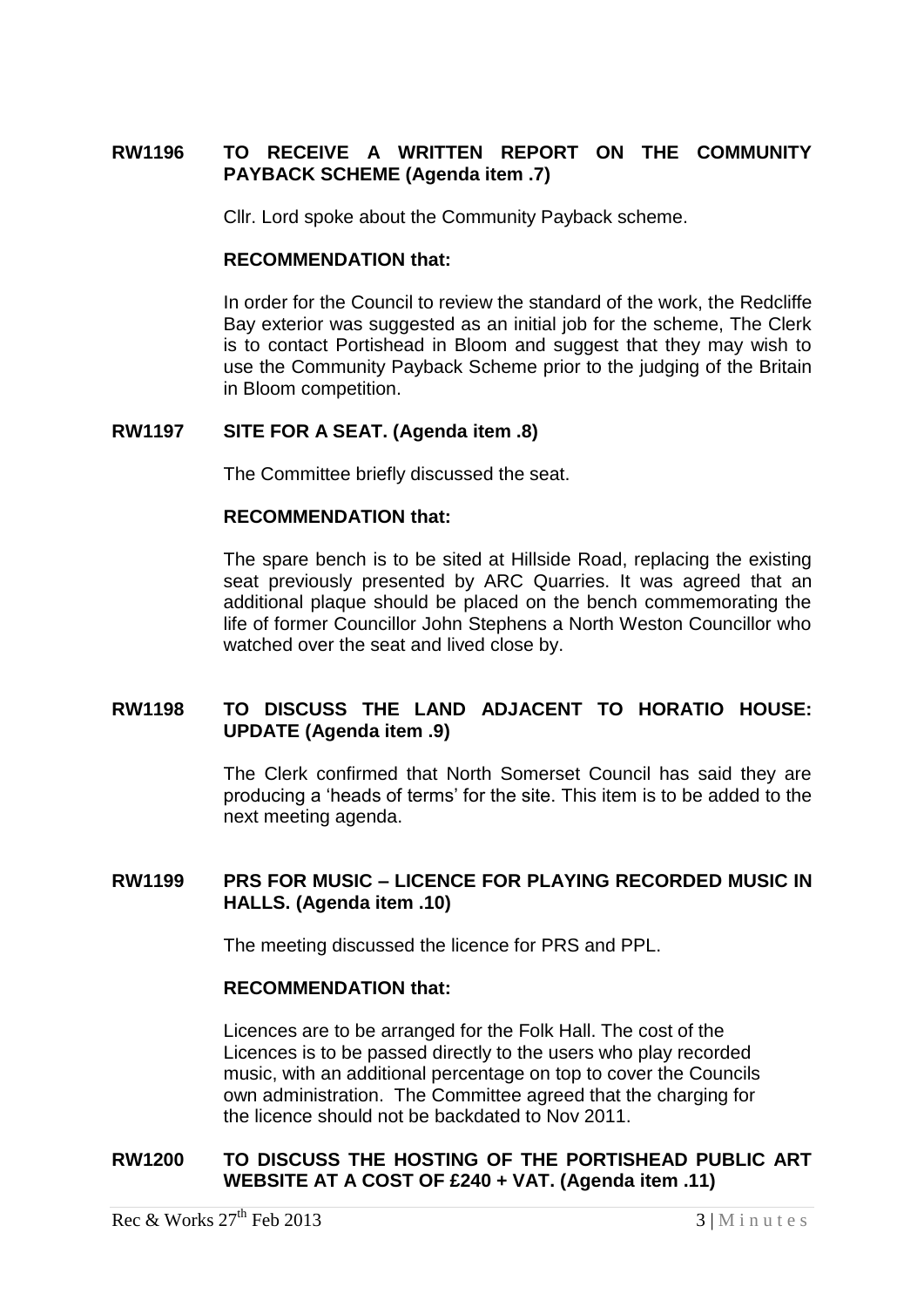**RW1196 TO RECEIVE A WRITTEN REPORT ON THE COMMUNITY PAYBACK SCHEME (Agenda item .7)**

Cllr. Lord spoke about the Community Payback scheme.

**RECOMMENDATION that:**

In order for the Council to review the standard of the work, the Redcliffe Bay exterior was suggested as an initial job for the scheme, The Clerk is to contact Portishead in Bloom and suggest that they may wish to use the Community Payback Scheme prior to the judging of the Britain in Bloom competition.

**RW1197 SITE FOR A SEAT. (Agenda item .8)**

The Committee briefly discussed the seat.

**RECOMMENDATION that:**

The spare bench is to be sited at Hillside Road, replacing the existing seat previously presented by ARC Quarries. It was agreed that an additional plaque should be placed on the bench commemorating the life of former Councillor John Stephens a North Weston Councillor who watched over the seat and lived close by.

**RW1198 TO DISCUSS THE LAND ADJACENT TO HORATIO HOUSE: UPDATE (Agenda item .9)**

The Clerk confirmed that North Somerset Council has said they are producing a 'heads of terms' for the site. This item is to be added to the next meeting agenda.

**RW1199 PRS FOR MUSIC – LICENCE FOR PLAYING RECORDED MUSIC IN HALLS. (Agenda item .10)**

The meeting discussed the licence for PRS and PPL.

**RECOMMENDATION that:**

Licences are to be arranged for the Folk Hall. The cost of the Licences is to be passed directly to the users who play recorded music, with an additional percentage on top to cover the Councils own administration. The Committee agreed that the charging for the licence should not be backdated to Nov 2011.

**RW1200 TO DISCUSS THE HOSTING OF THE PORTISHEAD PUBLIC ART WEBSITE AT A COST OF £240 + VAT. (Agenda item .11)**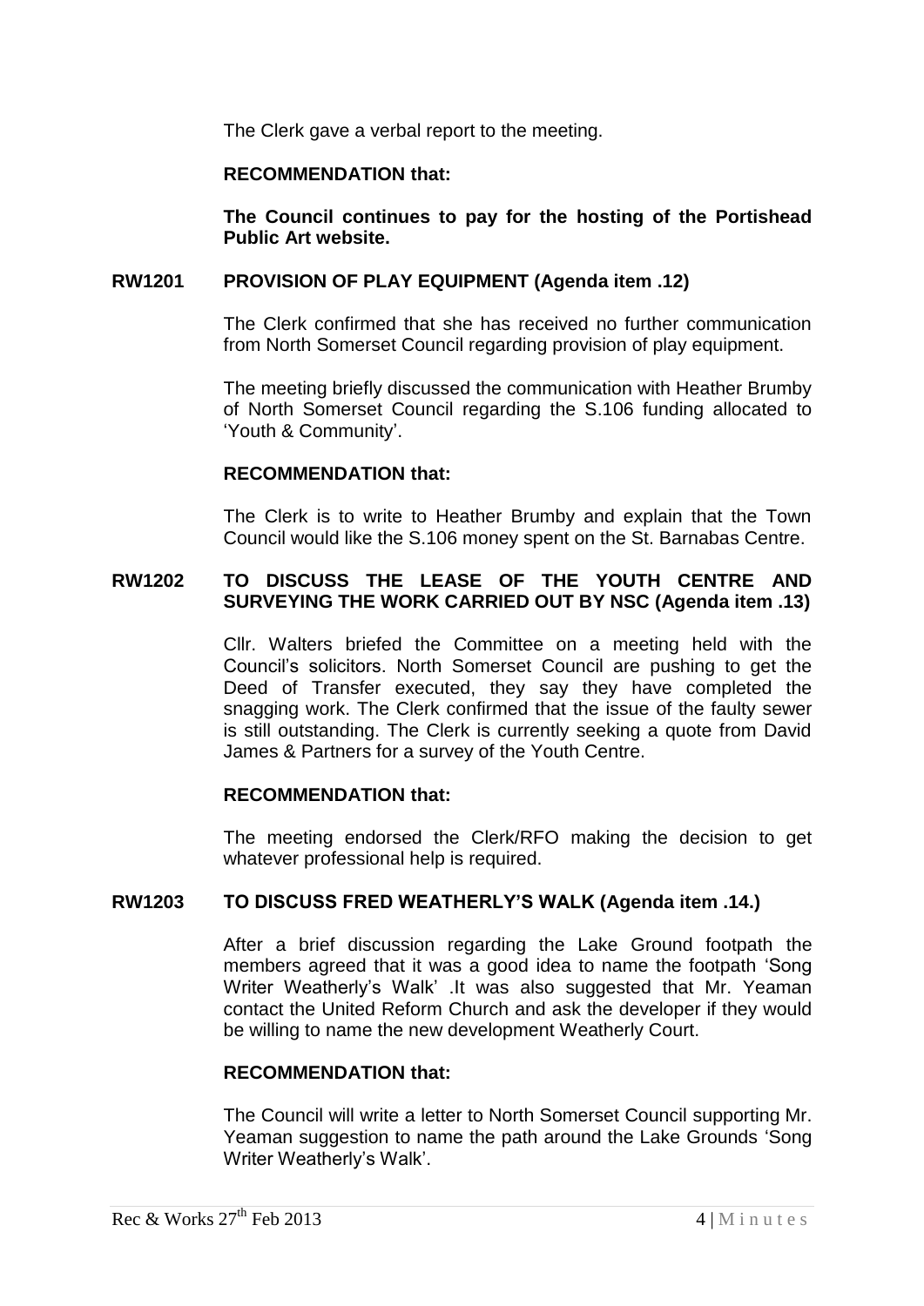The Clerk gave a verbal report to the meeting.

**RECOMMENDATION that:**

**The Council continues to pay for the hosting of the Portishead Public Art website.**

**RW1201 PROVISION OF PLAY EQUIPMENT (Agenda item .12)**

The Clerk confirmed that she has received no further communication from North Somerset Council regarding provision of play equipment.

The meeting briefly discussed the communication with Heather Brumby of North Somerset Council regarding the S.106 funding allocated to 'Youth & Community'.

**RECOMMENDATION that:**

The Clerk is to write to Heather Brumby and explain that the Town Council would like the S.106 money spent on the St. Barnabas Centre.

**RW1202 TO DISCUSS THE LEASE OF THE YOUTH CENTRE AND SURVEYING THE WORK CARRIED OUT BY NSC (Agenda item .13)**

Cllr. Walters briefed the Committee on a meeting held with the Council's solicitors. North Somerset Council are pushing to get the Deed of Transfer executed, they say they have completed the snagging work. The Clerk confirmed that the issue of the faulty sewer is still outstanding. The Clerk is currently seeking a quote from David James & Partners for a survey of the Youth Centre.

**RECOMMENDATION that:**

The meeting endorsed the Clerk/RFO making the decision to get whatever professional help is required.

**RW1203 TO DISCUSS FRED WEATHERLY'S WALK (Agenda item .14.)**

After a brief discussion regarding the Lake Ground footpath the members agreed that it was a good idea to name the footpath 'Song Writer Weatherly's Walk' .It was also suggested that Mr. Yeaman contact the United Reform Church and ask the developer if they would be willing to name the new development Weatherly Court.

**RECOMMENDATION that:**

The Council will write a letter to North Somerset Council supporting Mr. Yeaman suggestion to name the path around the Lake Grounds 'Song Writer Weatherly's Walk'.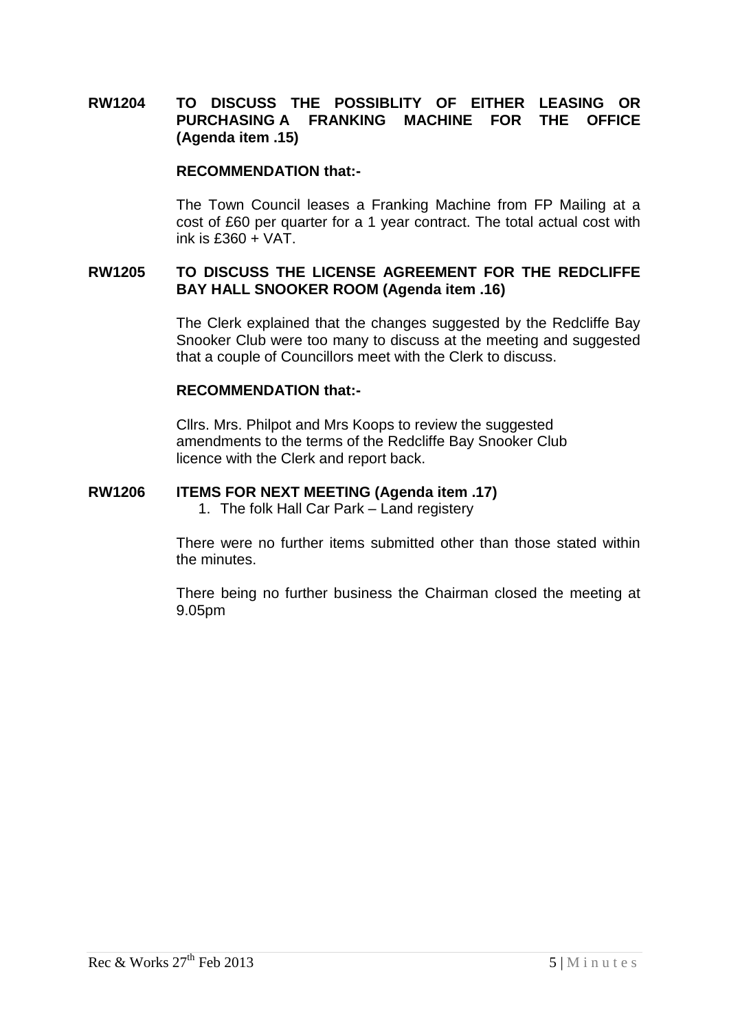**RW1204 TO DISCUSS THE POSSIBLITY OF EITHER LEASING OR PURCHASING A FRANKING MACHINE FOR THE OFFICE (Agenda item .15)**

**RECOMMENDATION that:-**

The Town Council leases a Franking Machine from FP Mailing at a cost of £60 per quarter for a 1 year contract. The total actual cost with ink is £360 + VAT.

**RW1205 TO DISCUSS THE LICENSE AGREEMENT FOR THE REDCLIFFE BAY HALL SNOOKER ROOM (Agenda item .16)**

The Clerk explained that the changes suggested by the Redcliffe Bay Snooker Club were too many to discuss at the meeting and suggested that a couple of Councillors meet with the Clerk to discuss.

**RECOMMENDATION that:-**

Cllrs. Mrs. Philpot and Mrs Koops to review the suggested amendments to the terms of the Redcliffe Bay Snooker Club licence with the Clerk and report back.

**RW1206 ITEMS FOR NEXT MEETING (Agenda item .17)**

1. The folk Hall Car Park – Land registery

There were no further items submitted other than those stated within the minutes.

There being no further business the Chairman closed the meeting at 9.05pm